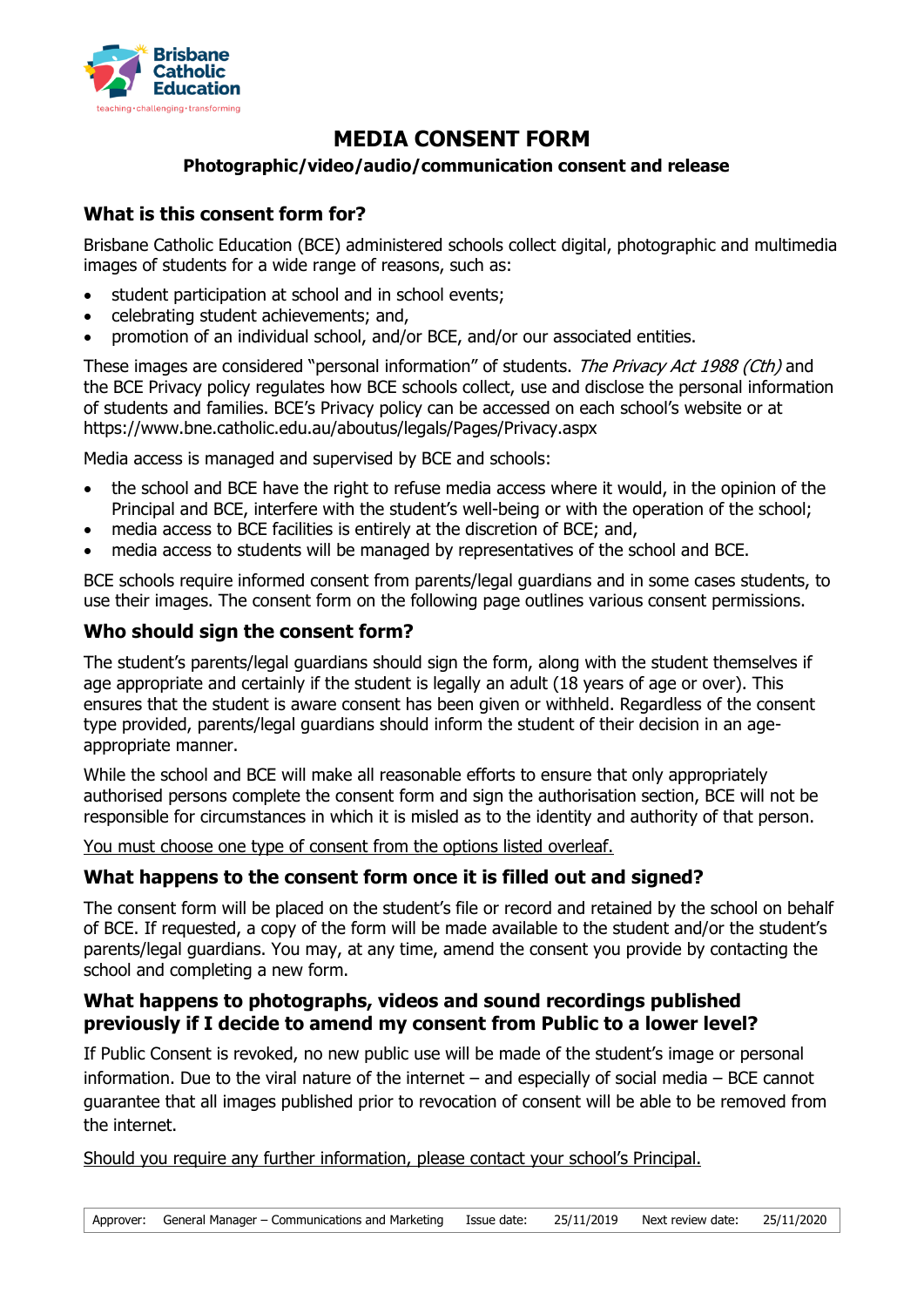Brisbane Catholic Education

teaching·challenging·transforming

# MEDIA CONSENT FORM

**Photographic/video/audio/communication consent and release**

## What is this consent form for?

Brisbane Catholic Education (BCE) administered schools collect digital, photographic and multimedia images of students for a wide range of reasons, such as:

- student participation at school and in school events;
- celebrating student achievements; and,
- promotion of an individual school, and/or BCE, and/or our associated entities.

These images are considered "personal information" of students. *The Privacy Act 1988 (Cth)* and the BCE Privacy policy regulates how BCE schools collect, use and disclose the personal information of students and families. BCE's Privacy policy can be accessed on each school's website or at https://www.bne.catholic.edu.au/aboutus/legals/Pages/Privacy.aspx

Media access is managed and supervised by BCE and schools:

- the school and BCE have the right to refuse media access where it would, in the opinion of the Principal and BCE, interfere with the student's well-being or with the operation of the school;
- media access to BCE facilities is entirely at the discretion of BCE; and,
- media access to students will be managed by representatives of the school and BCE.

BCE schools require informed consent from parents/legal guardians and in some cases students, to use their images. The consent form on the following page outlines various consent permissions.

## Who should sign the consent form?

The student's parents/legal guardians should sign the form, along with the student themselves if age appropriate and certainly if the student is legally an adult (18 years of age or over). This ensures that the student is aware consent has been given or withheld. Regardless of the consent type provided, parents/legal guardians should inform the student of their decision in an age-appropriate manner.

While the school and BCE will make all reasonable efforts to ensure that only appropriately authorised persons complete the consent form and sign the authorisation section, BCE will not be responsible for circumstances in which it is misled as to the identity and authority of that person.

<u>You must choose one type of consent from the options listed overleaf.</u>

## What happens to the consent form once it is filled out and signed?

The consent form will be placed on the student's file or record and retained by the school on behalf of BCE. If requested, a copy of the form will be made available to the student and/or the student's parents/legal guardians. You may, at any time, amend the consent you provide by contacting the school and completing a new form.

## What happens to photographs, videos and sound recordings published previously if I decide to amend my consent from Public to a lower level?

If Public Consent is revoked, no new public use will be made of the student's image or personal information. Due to the viral nature of the internet – and especially of social media – BCE cannot guarantee that all images published prior to revocation of consent will be able to be removed from the internet.

<u>Should you require any further information, please contact your school's Principal.</u>

| Approver: | General Manager – Communications and Marketing | Issue date: | 25/11/2019 | Next review date: | 25/11/2020 |
|---|---|---|---|---|---|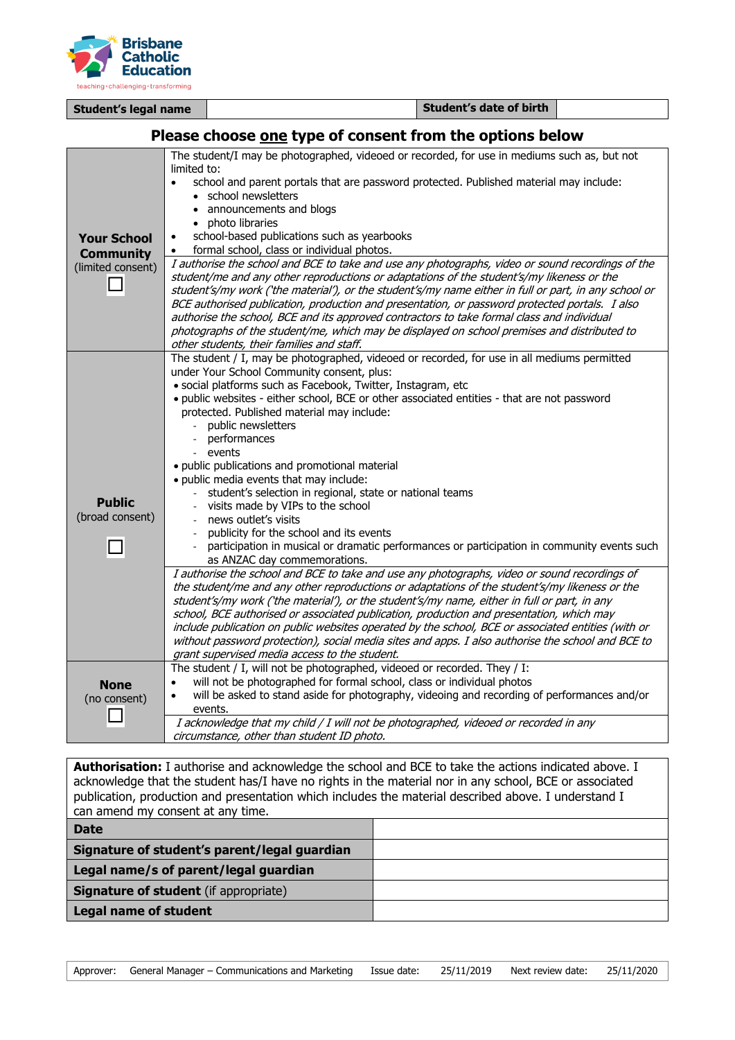Brisbane Catholic Education
teaching · challenging · transforming

| Student's legal name | | Student's date of birth | |
|---|---|---|---|

## Please choose one type of consent from the options below

| | |
|---|---|
| **Your School Community** (limited consent) ☐ | The student/I may be photographed, videoed or recorded, for use in mediums such as, but not limited to:<br>• school and parent portals that are password protected. Published material may include:<br>&nbsp;&nbsp;• school newsletters<br>&nbsp;&nbsp;• announcements and blogs<br>&nbsp;&nbsp;• photo libraries<br>• school-based publications such as yearbooks<br>• formal school, class or individual photos.<br>*I authorise the school and BCE to take and use any photographs, video or sound recordings of the student/me and any other reproductions or adaptations of the student's/my likeness or the student's/my work ('the material'), or the student's/my name either in full or part, in any school or BCE authorised publication, production and presentation, or password protected portals. I also authorise the school, BCE and its approved contractors to take formal class and individual photographs of the student/me, which may be displayed on school premises and distributed to other students, their families and staff.* |
| **Public** (broad consent) ☐ | The student / I, may be photographed, videoed or recorded, for use in all mediums permitted under Your School Community consent, plus:<br>• social platforms such as Facebook, Twitter, Instagram, etc<br>• public websites - either school, BCE or other associated entities - that are not password protected. Published material may include:<br>&nbsp;&nbsp;- public newsletters<br>&nbsp;&nbsp;- performances<br>&nbsp;&nbsp;- events<br>• public publications and promotional material<br>• public media events that may include:<br>&nbsp;&nbsp;- student's selection in regional, state or national teams<br>&nbsp;&nbsp;- visits made by VIPs to the school<br>&nbsp;&nbsp;- news outlet's visits<br>&nbsp;&nbsp;- publicity for the school and its events<br>&nbsp;&nbsp;- participation in musical or dramatic performances or participation in community events such as ANZAC day commemorations.<br>*I authorise the school and BCE to take and use any photographs, video or sound recordings of the student/me and any other reproductions or adaptations of the student's/my likeness or the student's/my work ('the material'), or the student's/my name, either in full or part, in any school, BCE authorised or associated publication, production and presentation, which may include publication on public websites operated by the school, BCE or associated entities (with or without password protection), social media sites and apps. I also authorise the school and BCE to grant supervised media access to the student.* |
| **None** (no consent) ☐ | The student / I, will not be photographed, videoed or recorded. They / I:<br>• will not be photographed for formal school, class or individual photos<br>• will be asked to stand aside for photography, videoing and recording of performances and/or events.<br>*I acknowledge that my child / I will not be photographed, videoed or recorded in any circumstance, other than student ID photo.* |

**Authorisation:** I authorise and acknowledge the school and BCE to take the actions indicated above. I acknowledge that the student has/I have no rights in the material nor in any school, BCE or associated publication, production and presentation which includes the material described above. I understand I can amend my consent at any time.

| | |
|---|---|
| **Date** | |
| **Signature of student's parent/legal guardian** | |
| **Legal name/s of parent/legal guardian** | |
| **Signature of student** (if appropriate) | |
| **Legal name of student** | |

| Approver: | General Manager – Communications and Marketing | Issue date: | 25/11/2019 | Next review date: | 25/11/2020 |
|---|---|---|---|---|---|